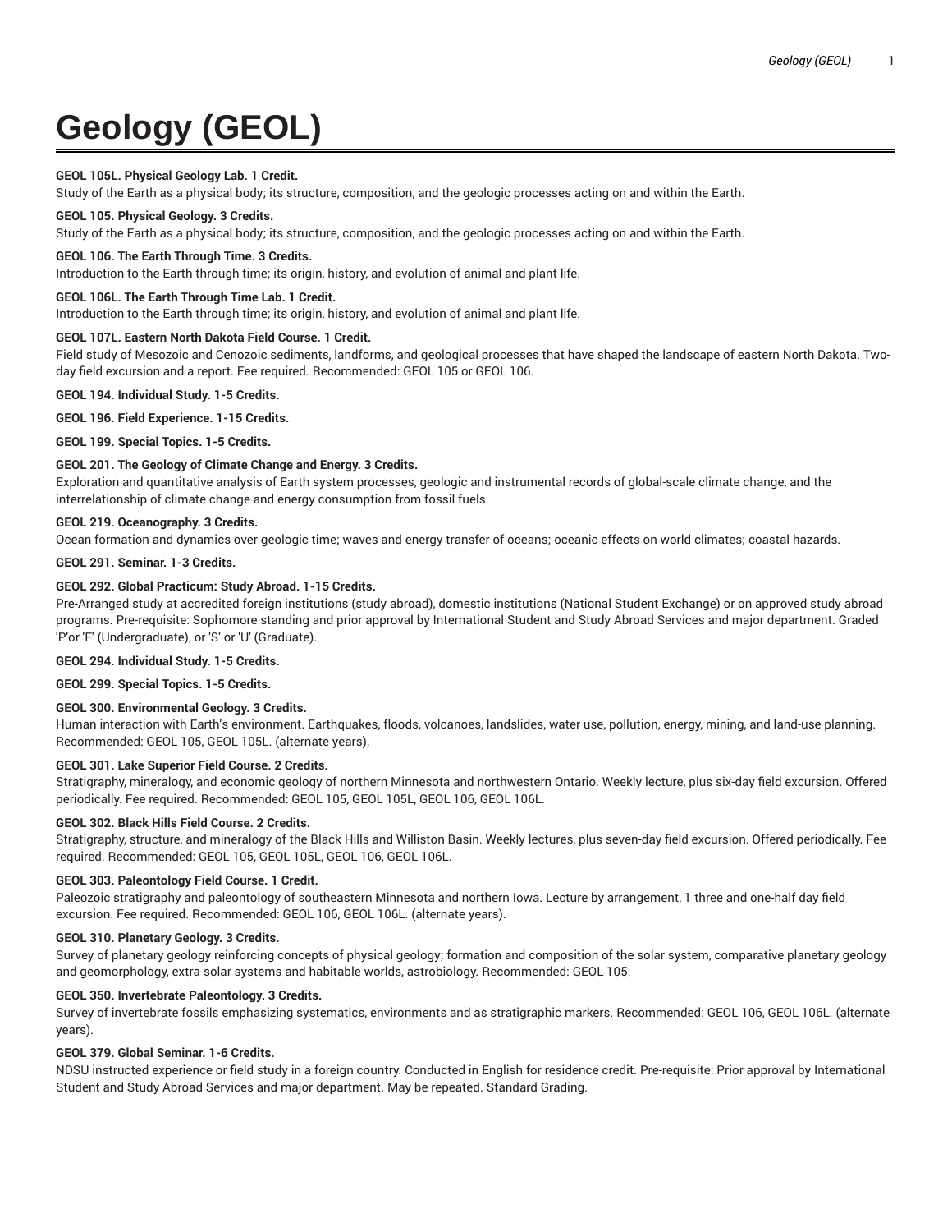# Geology (GEOL)

**GEOL 105L. Physical Geology Lab. 1 Credit.**
Study of the Earth as a physical body; its structure, composition, and the geologic processes acting on and within the Earth.

**GEOL 105. Physical Geology. 3 Credits.**
Study of the Earth as a physical body; its structure, composition, and the geologic processes acting on and within the Earth.

**GEOL 106. The Earth Through Time. 3 Credits.**
Introduction to the Earth through time; its origin, history, and evolution of animal and plant life.

**GEOL 106L. The Earth Through Time Lab. 1 Credit.**
Introduction to the Earth through time; its origin, history, and evolution of animal and plant life.

**GEOL 107L. Eastern North Dakota Field Course. 1 Credit.**
Field study of Mesozoic and Cenozoic sediments, landforms, and geological processes that have shaped the landscape of eastern North Dakota. Two-day field excursion and a report. Fee required. Recommended: GEOL 105 or GEOL 106.

**GEOL 194. Individual Study. 1-5 Credits.**

**GEOL 196. Field Experience. 1-15 Credits.**

**GEOL 199. Special Topics. 1-5 Credits.**

**GEOL 201. The Geology of Climate Change and Energy. 3 Credits.**
Exploration and quantitative analysis of Earth system processes, geologic and instrumental records of global-scale climate change, and the interrelationship of climate change and energy consumption from fossil fuels.

**GEOL 219. Oceanography. 3 Credits.**
Ocean formation and dynamics over geologic time; waves and energy transfer of oceans; oceanic effects on world climates; coastal hazards.

**GEOL 291. Seminar. 1-3 Credits.**

**GEOL 292. Global Practicum: Study Abroad. 1-15 Credits.**
Pre-Arranged study at accredited foreign institutions (study abroad), domestic institutions (National Student Exchange) or on approved study abroad programs. Pre-requisite: Sophomore standing and prior approval by International Student and Study Abroad Services and major department. Graded 'P'or 'F' (Undergraduate), or 'S' or 'U' (Graduate).

**GEOL 294. Individual Study. 1-5 Credits.**

**GEOL 299. Special Topics. 1-5 Credits.**

**GEOL 300. Environmental Geology. 3 Credits.**
Human interaction with Earth's environment. Earthquakes, floods, volcanoes, landslides, water use, pollution, energy, mining, and land-use planning. Recommended: GEOL 105, GEOL 105L. (alternate years).

**GEOL 301. Lake Superior Field Course. 2 Credits.**
Stratigraphy, mineralogy, and economic geology of northern Minnesota and northwestern Ontario. Weekly lecture, plus six-day field excursion. Offered periodically. Fee required. Recommended: GEOL 105, GEOL 105L, GEOL 106, GEOL 106L.

**GEOL 302. Black Hills Field Course. 2 Credits.**
Stratigraphy, structure, and mineralogy of the Black Hills and Williston Basin. Weekly lectures, plus seven-day field excursion. Offered periodically. Fee required. Recommended: GEOL 105, GEOL 105L, GEOL 106, GEOL 106L.

**GEOL 303. Paleontology Field Course. 1 Credit.**
Paleozoic stratigraphy and paleontology of southeastern Minnesota and northern Iowa. Lecture by arrangement, 1 three and one-half day field excursion. Fee required. Recommended: GEOL 106, GEOL 106L. (alternate years).

**GEOL 310. Planetary Geology. 3 Credits.**
Survey of planetary geology reinforcing concepts of physical geology; formation and composition of the solar system, comparative planetary geology and geomorphology, extra-solar systems and habitable worlds, astrobiology. Recommended: GEOL 105.

**GEOL 350. Invertebrate Paleontology. 3 Credits.**
Survey of invertebrate fossils emphasizing systematics, environments and as stratigraphic markers. Recommended: GEOL 106, GEOL 106L. (alternate years).

**GEOL 379. Global Seminar. 1-6 Credits.**
NDSU instructed experience or field study in a foreign country. Conducted in English for residence credit. Pre-requisite: Prior approval by International Student and Study Abroad Services and major department. May be repeated. Standard Grading.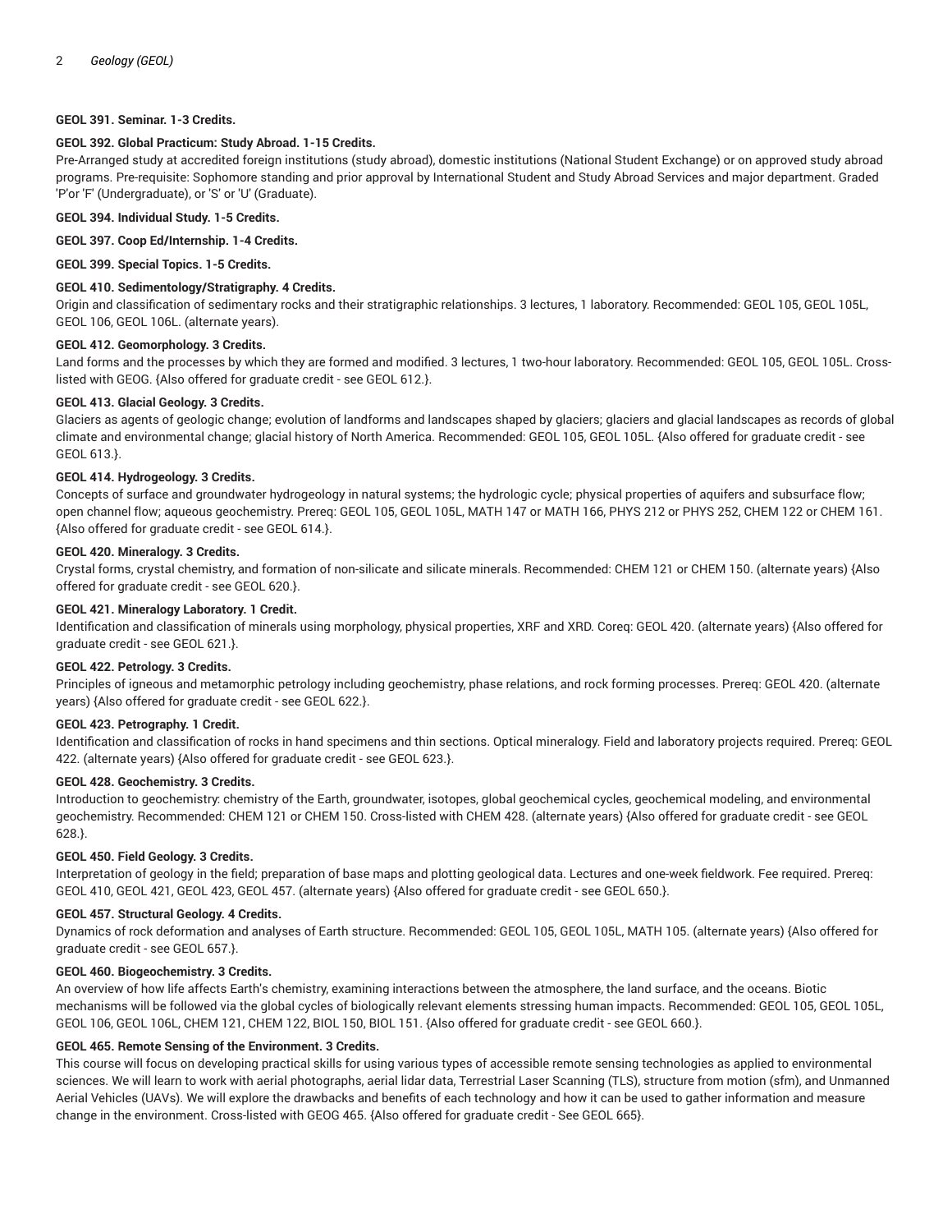**GEOL 391. Seminar. 1-3 Credits.**

**GEOL 392. Global Practicum: Study Abroad. 1-15 Credits.**

Pre-Arranged study at accredited foreign institutions (study abroad), domestic institutions (National Student Exchange) or on approved study abroad programs. Pre-requisite: Sophomore standing and prior approval by International Student and Study Abroad Services and major department. Graded 'P'or 'F' (Undergraduate), or 'S' or 'U' (Graduate).

**GEOL 394. Individual Study. 1-5 Credits.**

**GEOL 397. Coop Ed/Internship. 1-4 Credits.**

**GEOL 399. Special Topics. 1-5 Credits.**

**GEOL 410. Sedimentology/Stratigraphy. 4 Credits.**

Origin and classification of sedimentary rocks and their stratigraphic relationships. 3 lectures, 1 laboratory. Recommended: GEOL 105, GEOL 105L, GEOL 106, GEOL 106L. (alternate years).

**GEOL 412. Geomorphology. 3 Credits.**

Land forms and the processes by which they are formed and modified. 3 lectures, 1 two-hour laboratory. Recommended: GEOL 105, GEOL 105L. Cross-listed with GEOG. {Also offered for graduate credit - see GEOL 612.}.

**GEOL 413. Glacial Geology. 3 Credits.**

Glaciers as agents of geologic change; evolution of landforms and landscapes shaped by glaciers; glaciers and glacial landscapes as records of global climate and environmental change; glacial history of North America. Recommended: GEOL 105, GEOL 105L. {Also offered for graduate credit - see GEOL 613.}.

**GEOL 414. Hydrogeology. 3 Credits.**

Concepts of surface and groundwater hydrogeology in natural systems; the hydrologic cycle; physical properties of aquifers and subsurface flow; open channel flow; aqueous geochemistry. Prereq: GEOL 105, GEOL 105L, MATH 147 or MATH 166, PHYS 212 or PHYS 252, CHEM 122 or CHEM 161. {Also offered for graduate credit - see GEOL 614.}.

**GEOL 420. Mineralogy. 3 Credits.**

Crystal forms, crystal chemistry, and formation of non-silicate and silicate minerals. Recommended: CHEM 121 or CHEM 150. (alternate years) {Also offered for graduate credit - see GEOL 620.}.

**GEOL 421. Mineralogy Laboratory. 1 Credit.**

Identification and classification of minerals using morphology, physical properties, XRF and XRD. Coreq: GEOL 420. (alternate years) {Also offered for graduate credit - see GEOL 621.}.

**GEOL 422. Petrology. 3 Credits.**

Principles of igneous and metamorphic petrology including geochemistry, phase relations, and rock forming processes. Prereq: GEOL 420. (alternate years) {Also offered for graduate credit - see GEOL 622.}.

**GEOL 423. Petrography. 1 Credit.**

Identification and classification of rocks in hand specimens and thin sections. Optical mineralogy. Field and laboratory projects required. Prereq: GEOL 422. (alternate years) {Also offered for graduate credit - see GEOL 623.}.

**GEOL 428. Geochemistry. 3 Credits.**

Introduction to geochemistry: chemistry of the Earth, groundwater, isotopes, global geochemical cycles, geochemical modeling, and environmental geochemistry. Recommended: CHEM 121 or CHEM 150. Cross-listed with CHEM 428. (alternate years) {Also offered for graduate credit - see GEOL 628.}.

**GEOL 450. Field Geology. 3 Credits.**

Interpretation of geology in the field; preparation of base maps and plotting geological data. Lectures and one-week fieldwork. Fee required. Prereq: GEOL 410, GEOL 421, GEOL 423, GEOL 457. (alternate years) {Also offered for graduate credit - see GEOL 650.}.

**GEOL 457. Structural Geology. 4 Credits.**

Dynamics of rock deformation and analyses of Earth structure. Recommended: GEOL 105, GEOL 105L, MATH 105. (alternate years) {Also offered for graduate credit - see GEOL 657.}.

**GEOL 460. Biogeochemistry. 3 Credits.**

An overview of how life affects Earth's chemistry, examining interactions between the atmosphere, the land surface, and the oceans. Biotic mechanisms will be followed via the global cycles of biologically relevant elements stressing human impacts. Recommended: GEOL 105, GEOL 105L, GEOL 106, GEOL 106L, CHEM 121, CHEM 122, BIOL 150, BIOL 151. {Also offered for graduate credit - see GEOL 660.}.

**GEOL 465. Remote Sensing of the Environment. 3 Credits.**

This course will focus on developing practical skills for using various types of accessible remote sensing technologies as applied to environmental sciences. We will learn to work with aerial photographs, aerial lidar data, Terrestrial Laser Scanning (TLS), structure from motion (sfm), and Unmanned Aerial Vehicles (UAVs). We will explore the drawbacks and benefits of each technology and how it can be used to gather information and measure change in the environment. Cross-listed with GEOG 465. {Also offered for graduate credit - See GEOL 665}.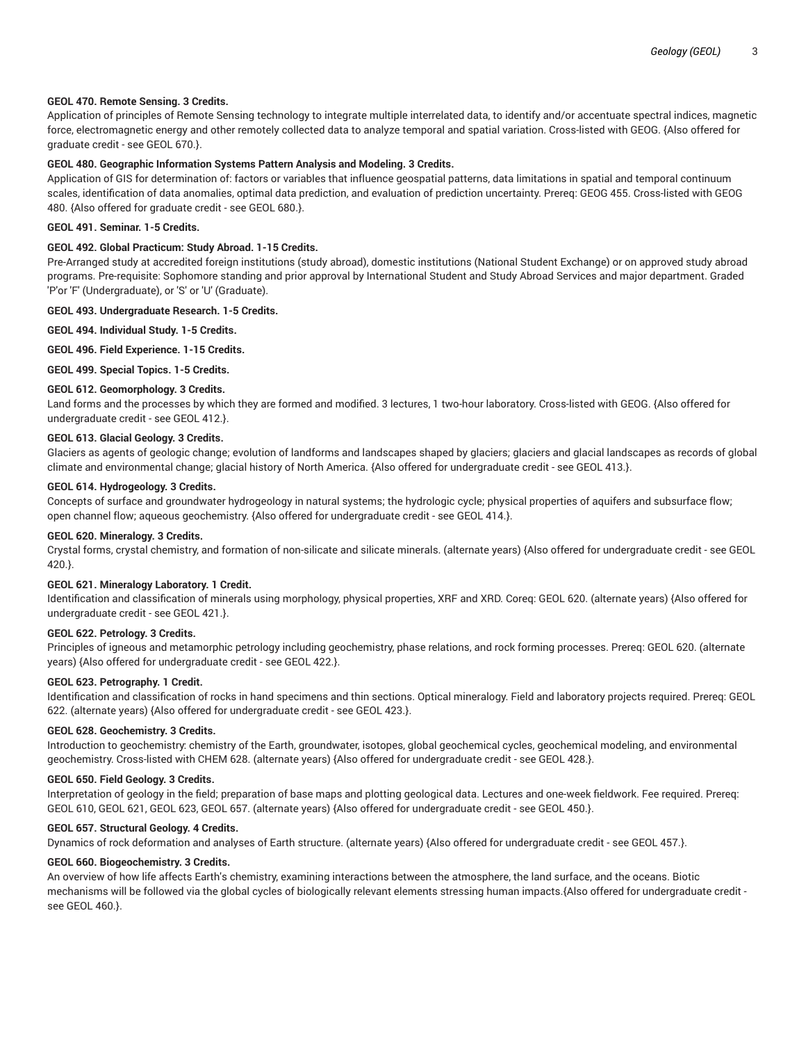**GEOL 470. Remote Sensing. 3 Credits.**

Application of principles of Remote Sensing technology to integrate multiple interrelated data, to identify and/or accentuate spectral indices, magnetic force, electromagnetic energy and other remotely collected data to analyze temporal and spatial variation. Cross-listed with GEOG. {Also offered for graduate credit - see GEOL 670.}.

**GEOL 480. Geographic Information Systems Pattern Analysis and Modeling. 3 Credits.**

Application of GIS for determination of: factors or variables that influence geospatial patterns, data limitations in spatial and temporal continuum scales, identification of data anomalies, optimal data prediction, and evaluation of prediction uncertainty. Prereq: GEOG 455. Cross-listed with GEOG 480. {Also offered for graduate credit - see GEOL 680.}.

**GEOL 491. Seminar. 1-5 Credits.**

**GEOL 492. Global Practicum: Study Abroad. 1-15 Credits.**

Pre-Arranged study at accredited foreign institutions (study abroad), domestic institutions (National Student Exchange) or on approved study abroad programs. Pre-requisite: Sophomore standing and prior approval by International Student and Study Abroad Services and major department. Graded 'P'or 'F' (Undergraduate), or 'S' or 'U' (Graduate).

**GEOL 493. Undergraduate Research. 1-5 Credits.**

**GEOL 494. Individual Study. 1-5 Credits.**

**GEOL 496. Field Experience. 1-15 Credits.**

**GEOL 499. Special Topics. 1-5 Credits.**

**GEOL 612. Geomorphology. 3 Credits.**

Land forms and the processes by which they are formed and modified. 3 lectures, 1 two-hour laboratory. Cross-listed with GEOG. {Also offered for undergraduate credit - see GEOL 412.}.

**GEOL 613. Glacial Geology. 3 Credits.**

Glaciers as agents of geologic change; evolution of landforms and landscapes shaped by glaciers; glaciers and glacial landscapes as records of global climate and environmental change; glacial history of North America. {Also offered for undergraduate credit - see GEOL 413.}.

**GEOL 614. Hydrogeology. 3 Credits.**

Concepts of surface and groundwater hydrogeology in natural systems; the hydrologic cycle; physical properties of aquifers and subsurface flow; open channel flow; aqueous geochemistry. {Also offered for undergraduate credit - see GEOL 414.}.

**GEOL 620. Mineralogy. 3 Credits.**

Crystal forms, crystal chemistry, and formation of non-silicate and silicate minerals. (alternate years) {Also offered for undergraduate credit - see GEOL 420.}.

**GEOL 621. Mineralogy Laboratory. 1 Credit.**

Identification and classification of minerals using morphology, physical properties, XRF and XRD. Coreq: GEOL 620. (alternate years) {Also offered for undergraduate credit - see GEOL 421.}.

**GEOL 622. Petrology. 3 Credits.**

Principles of igneous and metamorphic petrology including geochemistry, phase relations, and rock forming processes. Prereq: GEOL 620. (alternate years) {Also offered for undergraduate credit - see GEOL 422.}.

**GEOL 623. Petrography. 1 Credit.**

Identification and classification of rocks in hand specimens and thin sections. Optical mineralogy. Field and laboratory projects required. Prereq: GEOL 622. (alternate years) {Also offered for undergraduate credit - see GEOL 423.}.

**GEOL 628. Geochemistry. 3 Credits.**

Introduction to geochemistry: chemistry of the Earth, groundwater, isotopes, global geochemical cycles, geochemical modeling, and environmental geochemistry. Cross-listed with CHEM 628. (alternate years) {Also offered for undergraduate credit - see GEOL 428.}.

**GEOL 650. Field Geology. 3 Credits.**

Interpretation of geology in the field; preparation of base maps and plotting geological data. Lectures and one-week fieldwork. Fee required. Prereq: GEOL 610, GEOL 621, GEOL 623, GEOL 657. (alternate years) {Also offered for undergraduate credit - see GEOL 450.}.

**GEOL 657. Structural Geology. 4 Credits.**

Dynamics of rock deformation and analyses of Earth structure. (alternate years) {Also offered for undergraduate credit - see GEOL 457.}.

**GEOL 660. Biogeochemistry. 3 Credits.**

An overview of how life affects Earth's chemistry, examining interactions between the atmosphere, the land surface, and the oceans. Biotic mechanisms will be followed via the global cycles of biologically relevant elements stressing human impacts.{Also offered for undergraduate credit - see GEOL 460.}.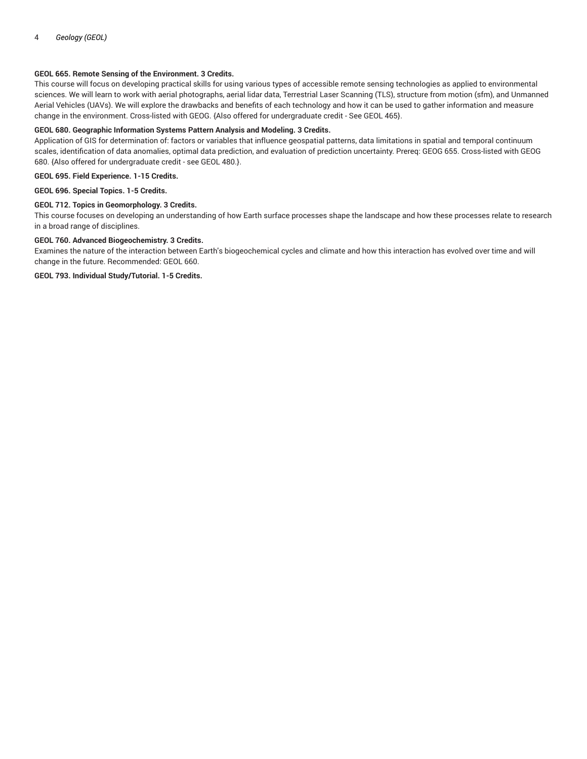**GEOL 665. Remote Sensing of the Environment. 3 Credits.**

This course will focus on developing practical skills for using various types of accessible remote sensing technologies as applied to environmental sciences. We will learn to work with aerial photographs, aerial lidar data, Terrestrial Laser Scanning (TLS), structure from motion (sfm), and Unmanned Aerial Vehicles (UAVs). We will explore the drawbacks and benefits of each technology and how it can be used to gather information and measure change in the environment. Cross-listed with GEOG. {Also offered for undergraduate credit - See GEOL 465}.

**GEOL 680. Geographic Information Systems Pattern Analysis and Modeling. 3 Credits.**

Application of GIS for determination of: factors or variables that influence geospatial patterns, data limitations in spatial and temporal continuum scales, identification of data anomalies, optimal data prediction, and evaluation of prediction uncertainty. Prereq: GEOG 655. Cross-listed with GEOG 680. {Also offered for undergraduate credit - see GEOL 480.}.

**GEOL 695. Field Experience. 1-15 Credits.**

**GEOL 696. Special Topics. 1-5 Credits.**

**GEOL 712. Topics in Geomorphology. 3 Credits.**

This course focuses on developing an understanding of how Earth surface processes shape the landscape and how these processes relate to research in a broad range of disciplines.

**GEOL 760. Advanced Biogeochemistry. 3 Credits.**

Examines the nature of the interaction between Earth's biogeochemical cycles and climate and how this interaction has evolved over time and will change in the future. Recommended: GEOL 660.

**GEOL 793. Individual Study/Tutorial. 1-5 Credits.**